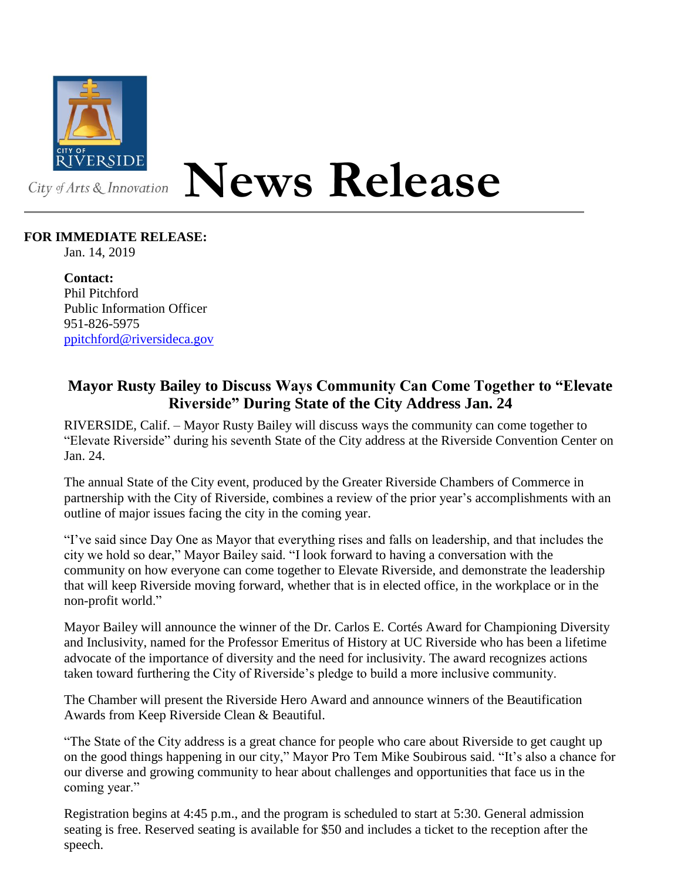CITY OF RIVERSIDE

City of Arts & Innovation

# News Release

**FOR IMMEDIATE RELEASE:**
Jan. 14, 2019

**Contact:**
Phil Pitchford
Public Information Officer
951-826-5975
ppitchford@riversideca.gov

## Mayor Rusty Bailey to Discuss Ways Community Can Come Together to "Elevate Riverside" During State of the City Address Jan. 24

RIVERSIDE, Calif. – Mayor Rusty Bailey will discuss ways the community can come together to "Elevate Riverside" during his seventh State of the City address at the Riverside Convention Center on Jan. 24.

The annual State of the City event, produced by the Greater Riverside Chambers of Commerce in partnership with the City of Riverside, combines a review of the prior year's accomplishments with an outline of major issues facing the city in the coming year.

"I've said since Day One as Mayor that everything rises and falls on leadership, and that includes the city we hold so dear," Mayor Bailey said. "I look forward to having a conversation with the community on how everyone can come together to Elevate Riverside, and demonstrate the leadership that will keep Riverside moving forward, whether that is in elected office, in the workplace or in the non-profit world."

Mayor Bailey will announce the winner of the Dr. Carlos E. Cortés Award for Championing Diversity and Inclusivity, named for the Professor Emeritus of History at UC Riverside who has been a lifetime advocate of the importance of diversity and the need for inclusivity. The award recognizes actions taken toward furthering the City of Riverside's pledge to build a more inclusive community.

The Chamber will present the Riverside Hero Award and announce winners of the Beautification Awards from Keep Riverside Clean & Beautiful.

"The State of the City address is a great chance for people who care about Riverside to get caught up on the good things happening in our city," Mayor Pro Tem Mike Soubirous said. "It's also a chance for our diverse and growing community to hear about challenges and opportunities that face us in the coming year."

Registration begins at 4:45 p.m., and the program is scheduled to start at 5:30. General admission seating is free. Reserved seating is available for $50 and includes a ticket to the reception after the speech.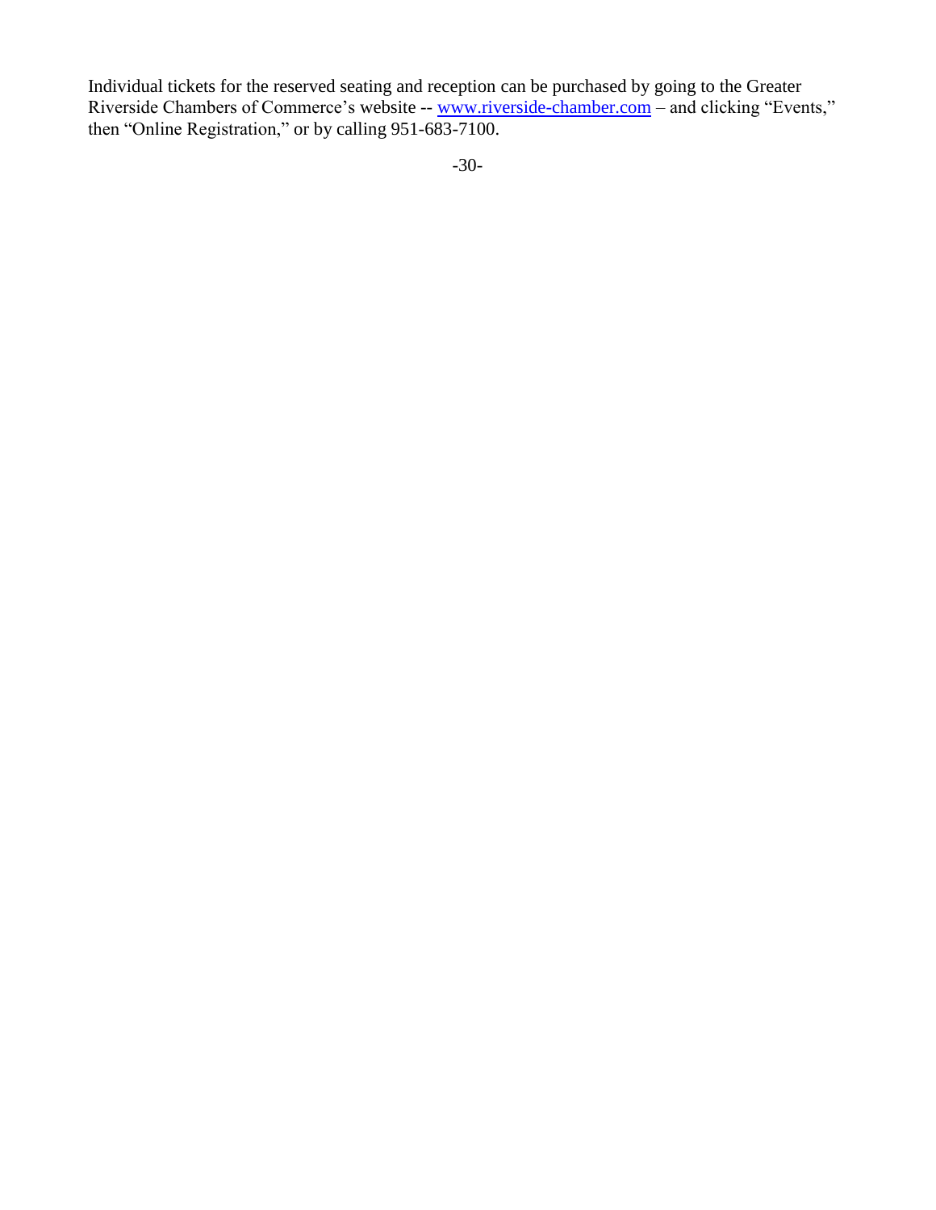Individual tickets for the reserved seating and reception can be purchased by going to the Greater Riverside Chambers of Commerce's website -- [www.riverside-chamber.com](http://www.riverside-chamber.com) – and clicking "Events," then "Online Registration," or by calling 951-683-7100.

-30-